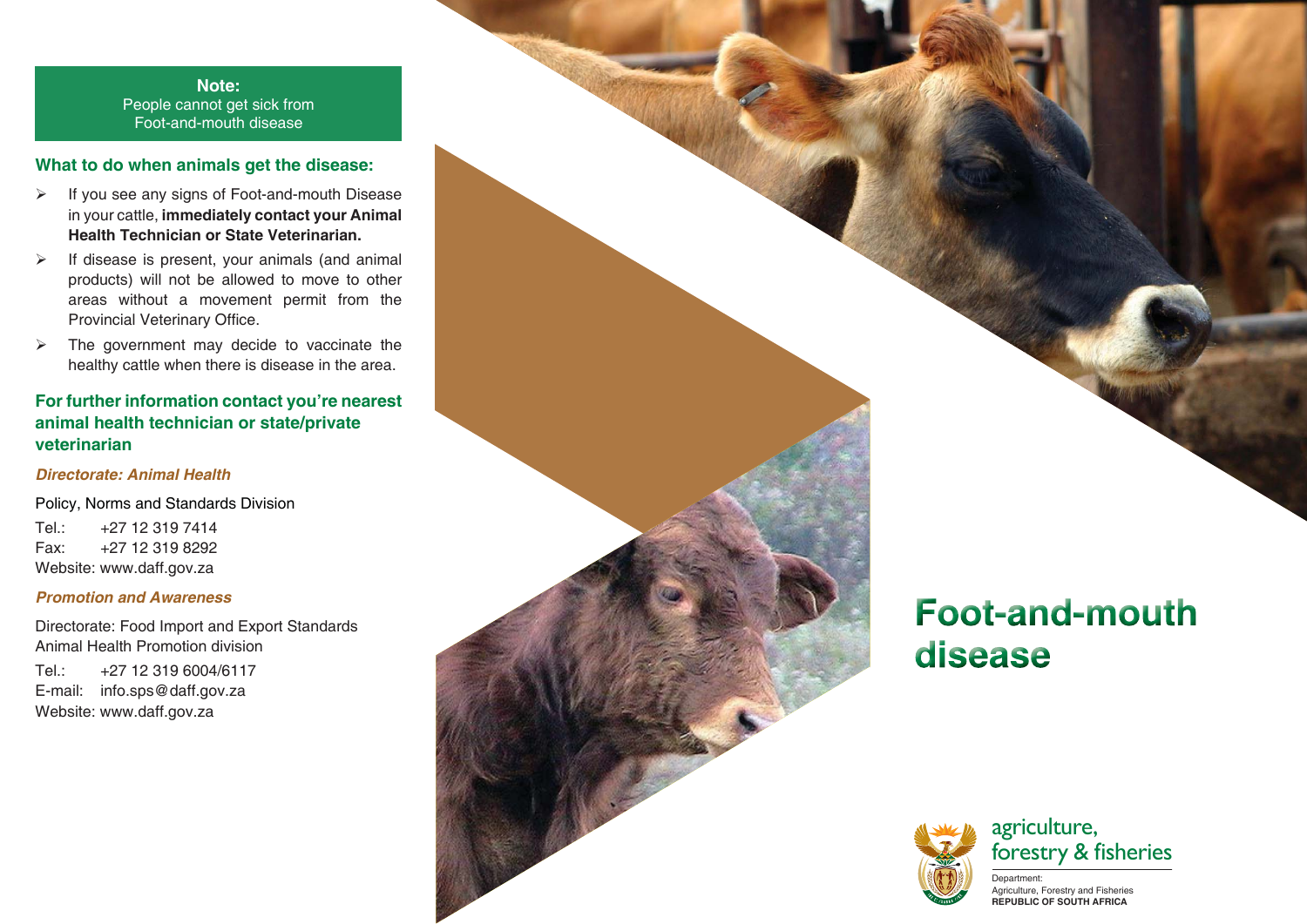**Note:**
People cannot get sick from Foot-and-mouth disease

## What to do when animals get the disease:

- If you see any signs of Foot-and-mouth Disease in your cattle, **immediately contact your Animal Health Technician or State Veterinarian.**
- If disease is present, your animals (and animal products) will not be allowed to move to other areas without a movement permit from the Provincial Veterinary Office.
- The government may decide to vaccinate the healthy cattle when there is disease in the area.

## For further information contact you're nearest animal health technician or state/private veterinarian

***Directorate: Animal Health***

Policy, Norms and Standards Division

Tel.: +27 12 319 7414
Fax: +27 12 319 8292
Website: www.daff.gov.za

***Promotion and Awareness***

Directorate: Food Import and Export Standards
Animal Health Promotion division

Tel.: +27 12 319 6004/6117
E-mail: info.sps@daff.gov.za
Website: www.daff.gov.za

# Foot-and-mouth disease

agriculture, forestry & fisheries

Department:
Agriculture, Forestry and Fisheries
**REPUBLIC OF SOUTH AFRICA**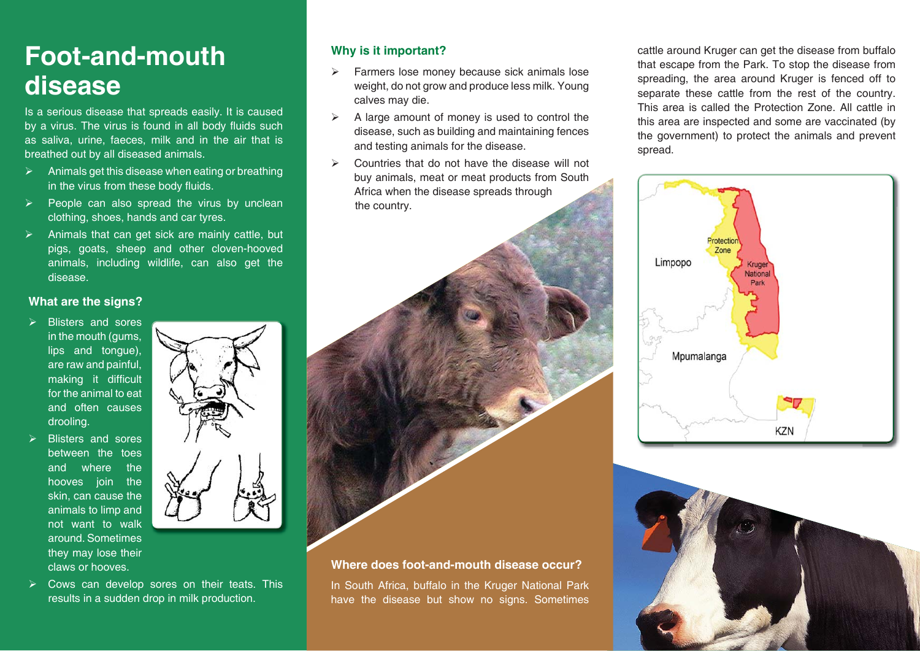# Foot-and-mouth disease

Is a serious disease that spreads easily. It is caused by a virus. The virus is found in all body fluids such as saliva, urine, faeces, milk and in the air that is breathed out by all diseased animals.

- Animals get this disease when eating or breathing in the virus from these body fluids.
- People can also spread the virus by unclean clothing, shoes, hands and car tyres.
- Animals that can get sick are mainly cattle, but pigs, goats, sheep and other cloven-hooved animals, including wildlife, can also get the disease.

### What are the signs?

- Blisters and sores in the mouth (gums, lips and tongue), are raw and painful, making it difficult for the animal to eat and often causes drooling.
- Blisters and sores between the toes and where the hooves join the skin, can cause the animals to limp and not want to walk around. Sometimes they may lose their claws or hooves.
- Cows can develop sores on their teats. This results in a sudden drop in milk production.

### Why is it important?

- Farmers lose money because sick animals lose weight, do not grow and produce less milk. Young calves may die.
- A large amount of money is used to control the disease, such as building and maintaining fences and testing animals for the disease.
- Countries that do not have the disease will not buy animals, meat or meat products from South Africa when the disease spreads through the country.

### Where does foot-and-mouth disease occur?

In South Africa, buffalo in the Kruger National Park have the disease but show no signs. Sometimes cattle around Kruger can get the disease from buffalo that escape from the Park. To stop the disease from spreading, the area around Kruger is fenced off to separate these cattle from the rest of the country. This area is called the Protection Zone. All cattle in this area are inspected and some are vaccinated (by the government) to protect the animals and prevent spread.

Protection Zone

Kruger National Park

Limpopo

Mpumalanga

KZN